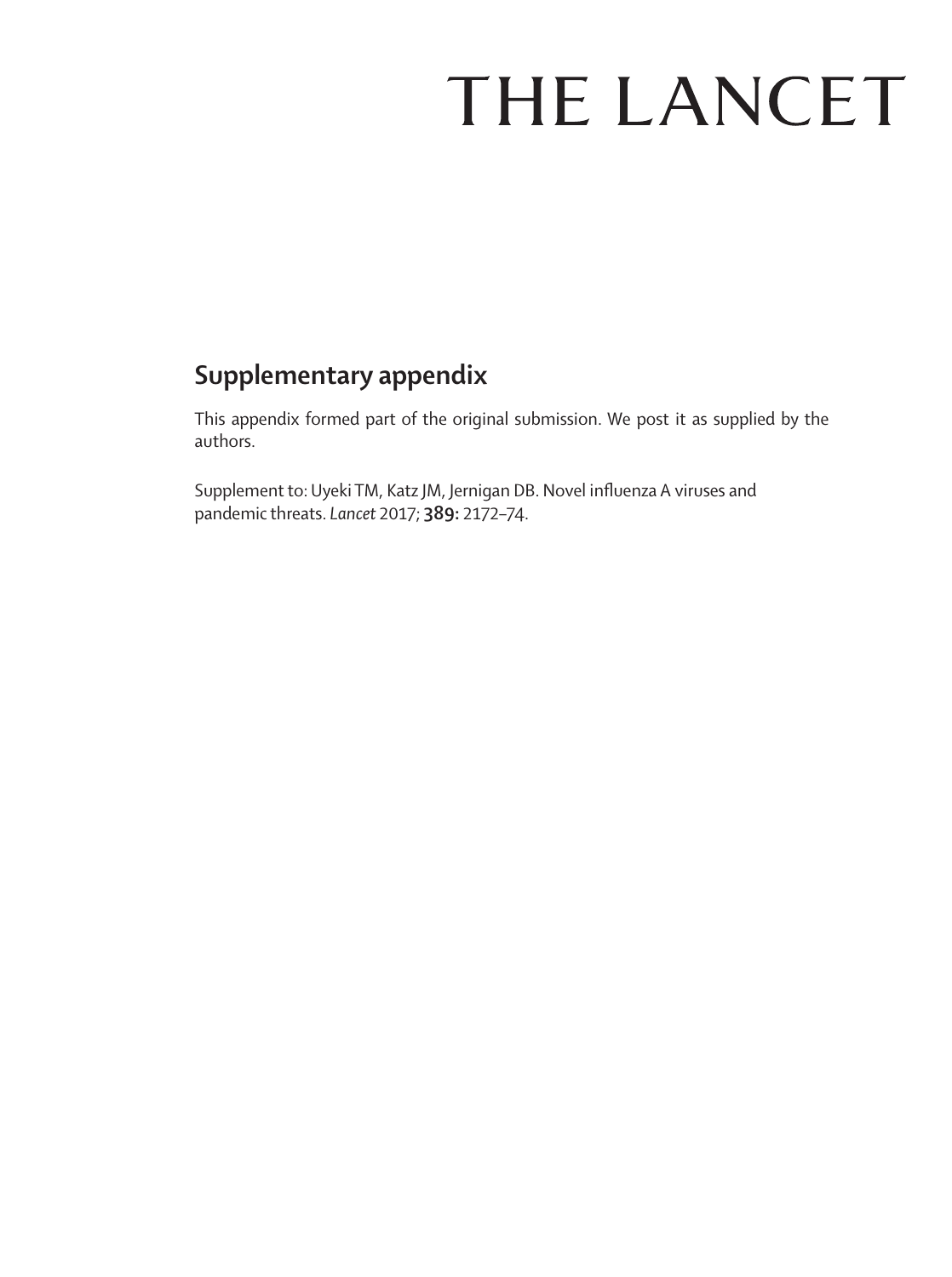# THE LANCET

## Supplementary appendix

This appendix formed part of the original submission. We post it as supplied by the authors.

Supplement to: Uyeki TM, Katz JM, Jernigan DB. Novel influenza A viruses and pandemic threats. *Lancet* 2017; **389:** 2172–74.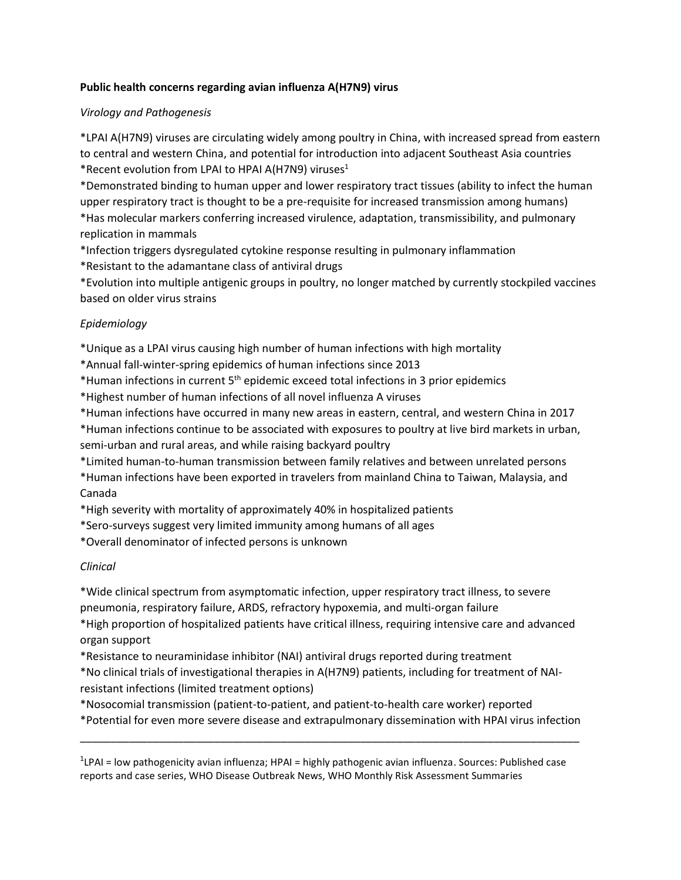**Public health concerns regarding avian influenza A(H7N9) virus**

*Virology and Pathogenesis*

*LPAI A(H7N9) viruses are circulating widely among poultry in China, with increased spread from eastern to central and western China, and potential for introduction into adjacent Southeast Asia countries
*Recent evolution from LPAI to HPAI A(H7N9) viruses[1]
*Demonstrated binding to human upper and lower respiratory tract tissues (ability to infect the human upper respiratory tract is thought to be a pre-requisite for increased transmission among humans)
*Has molecular markers conferring increased virulence, adaptation, transmissibility, and pulmonary replication in mammals
*Infection triggers dysregulated cytokine response resulting in pulmonary inflammation
*Resistant to the adamantane class of antiviral drugs
*Evolution into multiple antigenic groups in poultry, no longer matched by currently stockpiled vaccines based on older virus strains

*Epidemiology*

*Unique as a LPAI virus causing high number of human infections with high mortality
*Annual fall-winter-spring epidemics of human infections since 2013
*Human infections in current 5th epidemic exceed total infections in 3 prior epidemics
*Highest number of human infections of all novel influenza A viruses
*Human infections have occurred in many new areas in eastern, central, and western China in 2017
*Human infections continue to be associated with exposures to poultry at live bird markets in urban, semi-urban and rural areas, and while raising backyard poultry
*Limited human-to-human transmission between family relatives and between unrelated persons
*Human infections have been exported in travelers from mainland China to Taiwan, Malaysia, and Canada
*High severity with mortality of approximately 40% in hospitalized patients
*Sero-surveys suggest very limited immunity among humans of all ages
*Overall denominator of infected persons is unknown

*Clinical*

*Wide clinical spectrum from asymptomatic infection, upper respiratory tract illness, to severe pneumonia, respiratory failure, ARDS, refractory hypoxemia, and multi-organ failure
*High proportion of hospitalized patients have critical illness, requiring intensive care and advanced organ support
*Resistance to neuraminidase inhibitor (NAI) antiviral drugs reported during treatment
*No clinical trials of investigational therapies in A(H7N9) patients, including for treatment of NAI-resistant infections (limited treatment options)
*Nosocomial transmission (patient-to-patient, and patient-to-health care worker) reported
*Potential for even more severe disease and extrapulmonary dissemination with HPAI virus infection

---

[1]LPAI = low pathogenicity avian influenza; HPAI = highly pathogenic avian influenza. Sources: Published case reports and case series, WHO Disease Outbreak News, WHO Monthly Risk Assessment Summaries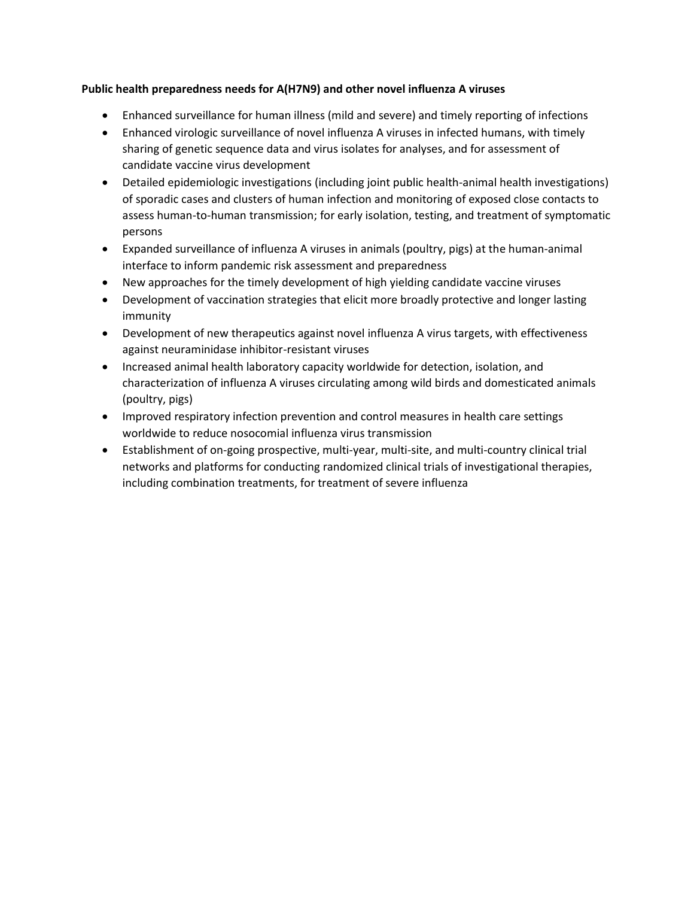**Public health preparedness needs for A(H7N9) and other novel influenza A viruses**

- Enhanced surveillance for human illness (mild and severe) and timely reporting of infections
- Enhanced virologic surveillance of novel influenza A viruses in infected humans, with timely sharing of genetic sequence data and virus isolates for analyses, and for assessment of candidate vaccine virus development
- Detailed epidemiologic investigations (including joint public health-animal health investigations) of sporadic cases and clusters of human infection and monitoring of exposed close contacts to assess human-to-human transmission; for early isolation, testing, and treatment of symptomatic persons
- Expanded surveillance of influenza A viruses in animals (poultry, pigs) at the human-animal interface to inform pandemic risk assessment and preparedness
- New approaches for the timely development of high yielding candidate vaccine viruses
- Development of vaccination strategies that elicit more broadly protective and longer lasting immunity
- Development of new therapeutics against novel influenza A virus targets, with effectiveness against neuraminidase inhibitor-resistant viruses
- Increased animal health laboratory capacity worldwide for detection, isolation, and characterization of influenza A viruses circulating among wild birds and domesticated animals (poultry, pigs)
- Improved respiratory infection prevention and control measures in health care settings worldwide to reduce nosocomial influenza virus transmission
- Establishment of on-going prospective, multi-year, multi-site, and multi-country clinical trial networks and platforms for conducting randomized clinical trials of investigational therapies, including combination treatments, for treatment of severe influenza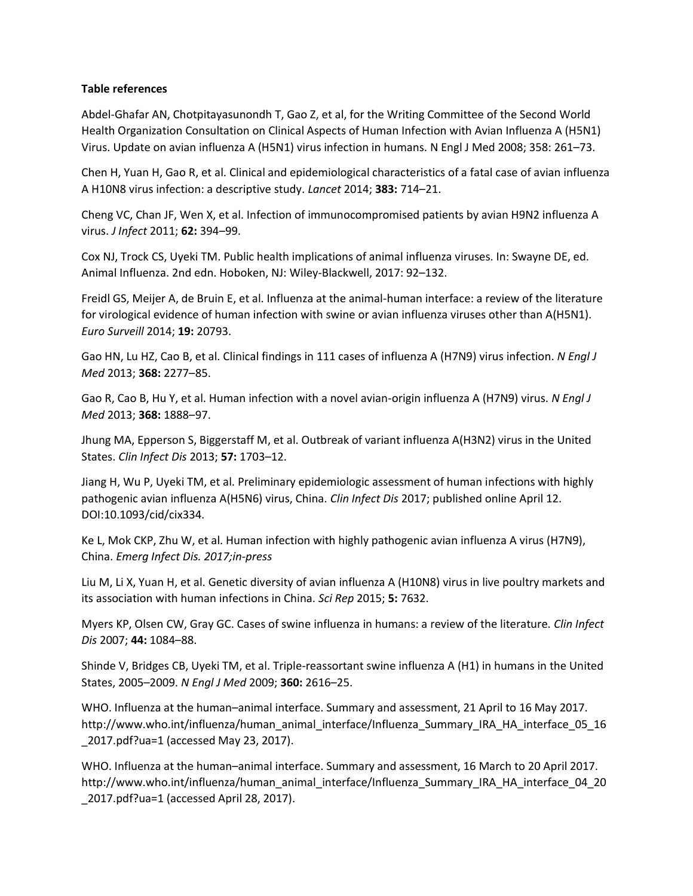**Table references**

Abdel-Ghafar AN, Chotpitayasunondh T, Gao Z, et al, for the Writing Committee of the Second World Health Organization Consultation on Clinical Aspects of Human Infection with Avian Influenza A (H5N1) Virus. Update on avian influenza A (H5N1) virus infection in humans. N Engl J Med 2008; 358: 261–73.

Chen H, Yuan H, Gao R, et al. Clinical and epidemiological characteristics of a fatal case of avian influenza A H10N8 virus infection: a descriptive study. *Lancet* 2014; **383:** 714–21.

Cheng VC, Chan JF, Wen X, et al. Infection of immunocompromised patients by avian H9N2 influenza A virus. *J Infect* 2011; **62:** 394–99.

Cox NJ, Trock CS, Uyeki TM. Public health implications of animal influenza viruses. In: Swayne DE, ed. Animal Influenza. 2nd edn. Hoboken, NJ: Wiley-Blackwell, 2017: 92–132.

Freidl GS, Meijer A, de Bruin E, et al. Influenza at the animal-human interface: a review of the literature for virological evidence of human infection with swine or avian influenza viruses other than A(H5N1). *Euro Surveill* 2014; **19:** 20793.

Gao HN, Lu HZ, Cao B, et al. Clinical findings in 111 cases of influenza A (H7N9) virus infection. *N Engl J Med* 2013; **368:** 2277–85.

Gao R, Cao B, Hu Y, et al. Human infection with a novel avian-origin influenza A (H7N9) virus. *N Engl J Med* 2013; **368:** 1888–97.

Jhung MA, Epperson S, Biggerstaff M, et al. Outbreak of variant influenza A(H3N2) virus in the United States. *Clin Infect Dis* 2013; **57:** 1703–12.

Jiang H, Wu P, Uyeki TM, et al. Preliminary epidemiologic assessment of human infections with highly pathogenic avian influenza A(H5N6) virus, China. *Clin Infect Dis* 2017; published online April 12. DOI:10.1093/cid/cix334.

Ke L, Mok CKP, Zhu W, et al. Human infection with highly pathogenic avian influenza A virus (H7N9), China. *Emerg Infect Dis. 2017;in-press*

Liu M, Li X, Yuan H, et al. Genetic diversity of avian influenza A (H10N8) virus in live poultry markets and its association with human infections in China. *Sci Rep* 2015; **5:** 7632.

Myers KP, Olsen CW, Gray GC. Cases of swine influenza in humans: a review of the literature. *Clin Infect Dis* 2007; **44:** 1084–88.

Shinde V, Bridges CB, Uyeki TM, et al. Triple-reassortant swine influenza A (H1) in humans in the United States, 2005–2009. *N Engl J Med* 2009; **360:** 2616–25.

WHO. Influenza at the human–animal interface. Summary and assessment, 21 April to 16 May 2017. http://www.who.int/influenza/human_animal_interface/Influenza_Summary_IRA_HA_interface_05_16_2017.pdf?ua=1 (accessed May 23, 2017).

WHO. Influenza at the human–animal interface. Summary and assessment, 16 March to 20 April 2017. http://www.who.int/influenza/human_animal_interface/Influenza_Summary_IRA_HA_interface_04_20_2017.pdf?ua=1 (accessed April 28, 2017).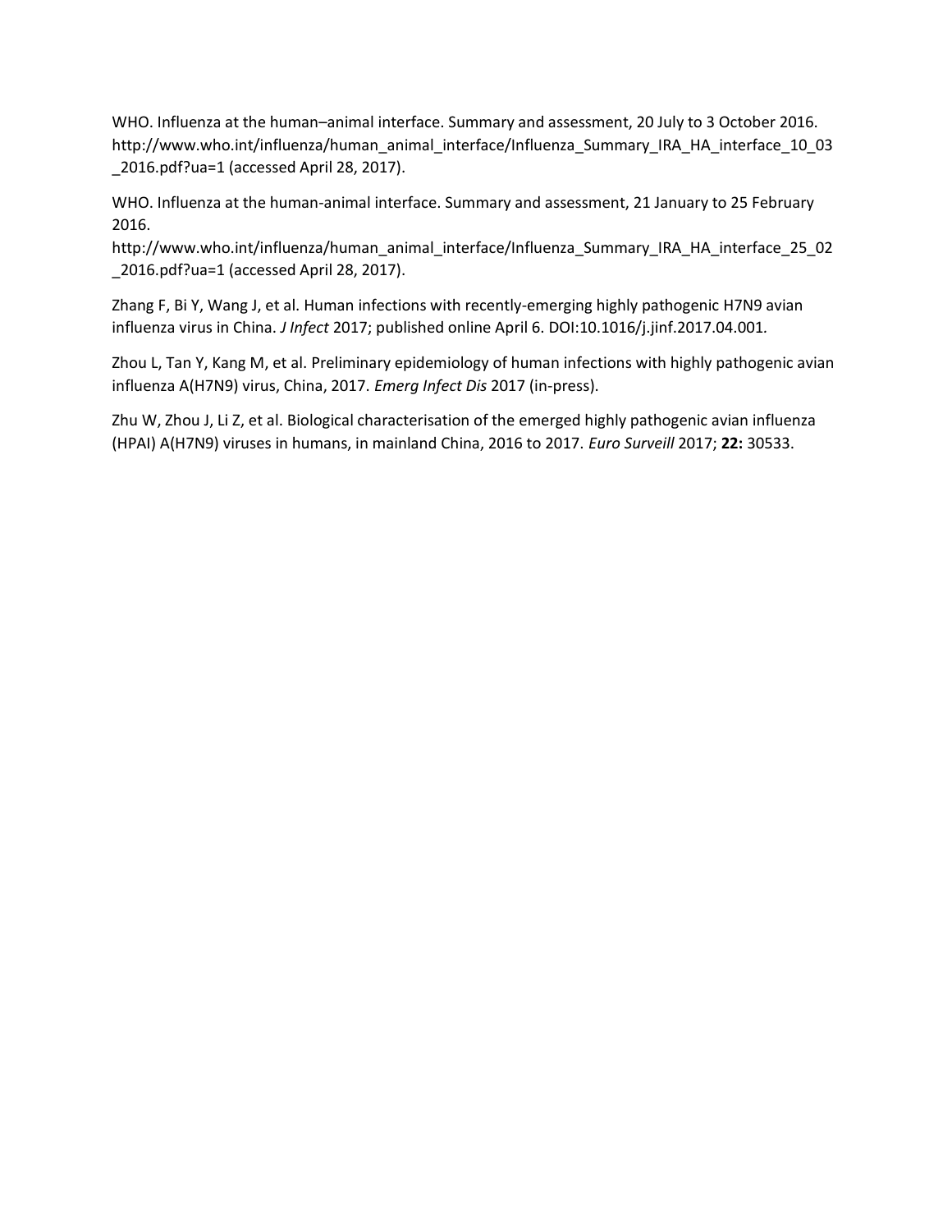WHO. Influenza at the human–animal interface. Summary and assessment, 20 July to 3 October 2016. http://www.who.int/influenza/human_animal_interface/Influenza_Summary_IRA_HA_interface_10_03_2016.pdf?ua=1 (accessed April 28, 2017).

WHO. Influenza at the human-animal interface. Summary and assessment, 21 January to 25 February 2016. http://www.who.int/influenza/human_animal_interface/Influenza_Summary_IRA_HA_interface_25_02_2016.pdf?ua=1 (accessed April 28, 2017).

Zhang F, Bi Y, Wang J, et al. Human infections with recently-emerging highly pathogenic H7N9 avian influenza virus in China. *J Infect* 2017; published online April 6. DOI:10.1016/j.jinf.2017.04.001.

Zhou L, Tan Y, Kang M, et al. Preliminary epidemiology of human infections with highly pathogenic avian influenza A(H7N9) virus, China, 2017. *Emerg Infect Dis* 2017 (in-press).

Zhu W, Zhou J, Li Z, et al. Biological characterisation of the emerged highly pathogenic avian influenza (HPAI) A(H7N9) viruses in humans, in mainland China, 2016 to 2017. *Euro Surveill* 2017; **22:** 30533.